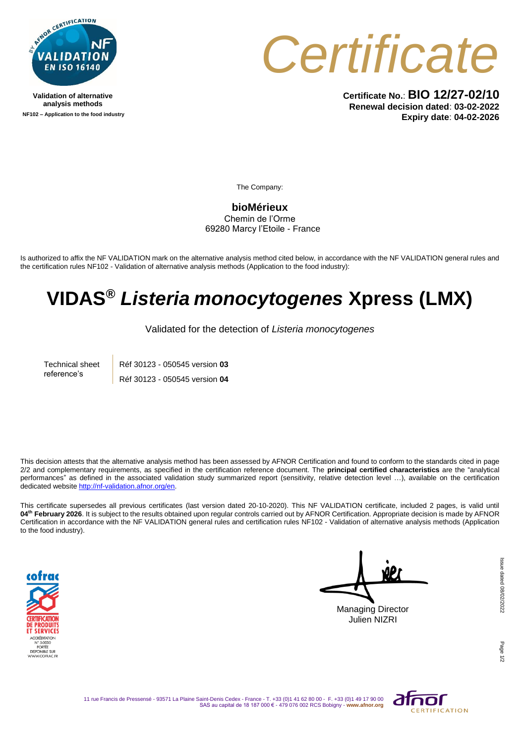Validation of alternative analysis methods

NF102 – Application to the food industry

# Certificate

**Certificate No.**: **BIO 12/27-02/10**
**Renewal decision dated**: **03-02-2022**
**Expiry date**: **04-02-2026**

The Company:

**bioMérieux**
Chemin de l'Orme
69280 Marcy l'Etoile - France

Is authorized to affix the NF VALIDATION mark on the alternative analysis method cited below, in accordance with the NF VALIDATION general rules and the certification rules NF102 - Validation of alternative analysis methods (Application to the food industry):

## VIDAS® *Listeria monocytogenes* Xpress (LMX)

Validated for the detection of *Listeria monocytogenes*

| Technical sheet reference's | Réf 30123 - 050545 version **03** |
|---|---|
| | Réf 30123 - 050545 version **04** |

This decision attests that the alternative analysis method has been assessed by AFNOR Certification and found to conform to the standards cited in page 2/2 and complementary requirements, as specified in the certification reference document. The **principal certified characteristics** are the "analytical performances" as defined in the associated validation study summarized report (sensitivity, relative detection level …), available on the certification dedicated website http://nf-validation.afnor.org/en.

This certificate supersedes all previous certificates (last version dated 20-10-2020). This NF VALIDATION certificate, included 2 pages, is valid until **04th February 2026**. It is subject to the results obtained upon regular controls carried out by AFNOR Certification. Appropriate decision is made by AFNOR Certification in accordance with the NF VALIDATION general rules and certification rules NF102 - Validation of alternative analysis methods (Application to the food industry).

Managing Director
Julien NIZRI

Issue dated 08/02/2022

11 rue Francis de Pressensé - 93571 La Plaine Saint-Denis Cedex - France - T. +33 (0)1 41 62 80 00 - F. +33 (0)1 49 17 90 00
SAS au capital de 18 187 000 € - 479 076 002 RCS Bobigny - **www.afnor.org**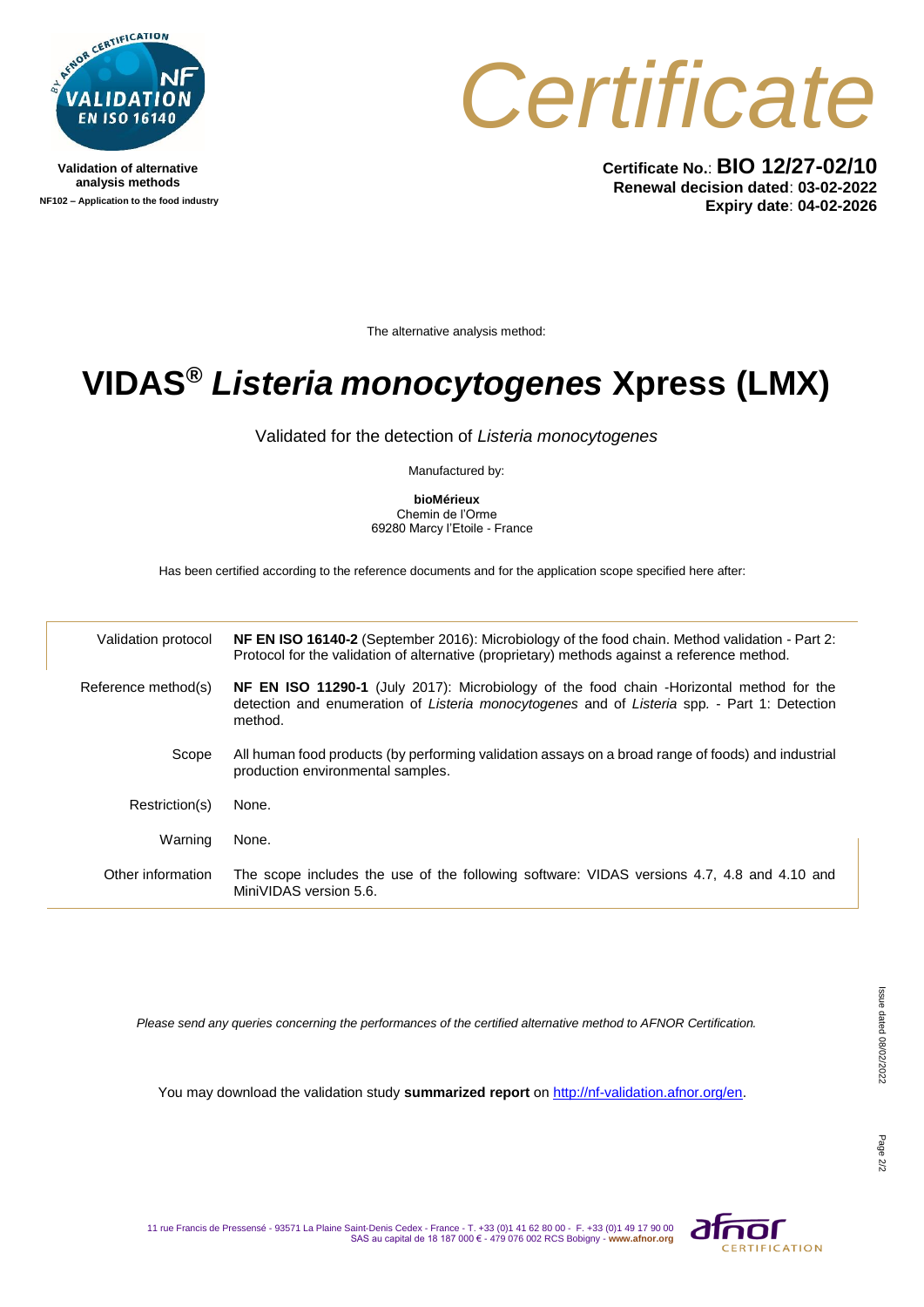Validation of alternative analysis methods

NF102 – Application to the food industry

# Certificate

**Certificate No.**: **BIO 12/27-02/10**
**Renewal decision dated**: **03-02-2022**
**Expiry date**: **04-02-2026**

The alternative analysis method:

# VIDAS® *Listeria monocytogenes* Xpress (LMX)

Validated for the detection of *Listeria monocytogenes*

Manufactured by:

**bioMérieux**
Chemin de l'Orme
69280 Marcy l'Etoile - France

Has been certified according to the reference documents and for the application scope specified here after:

| | |
|---|---|
| Validation protocol | **NF EN ISO 16140-2** (September 2016): Microbiology of the food chain. Method validation - Part 2: Protocol for the validation of alternative (proprietary) methods against a reference method. |
| Reference method(s) | **NF EN ISO 11290-1** (July 2017): Microbiology of the food chain -Horizontal method for the detection and enumeration of *Listeria monocytogenes* and of *Listeria* spp. - Part 1: Detection method. |
| Scope | All human food products (by performing validation assays on a broad range of foods) and industrial production environmental samples. |
| Restriction(s) | None. |
| Warning | None. |
| Other information | The scope includes the use of the following software: VIDAS versions 4.7, 4.8 and 4.10 and MiniVIDAS version 5.6. |

*Please send any queries concerning the performances of the certified alternative method to AFNOR Certification.*

You may download the validation study **summarized report** on http://nf-validation.afnor.org/en.

Issue dated 08/02/2022

11 rue Francis de Pressensé - 93571 La Plaine Saint-Denis Cedex - France - T. +33 (0)1 41 62 80 00 - F. +33 (0)1 49 17 90 00
SAS au capital de 18 187 000 € - 479 076 002 RCS Bobigny - **www.afnor.org**